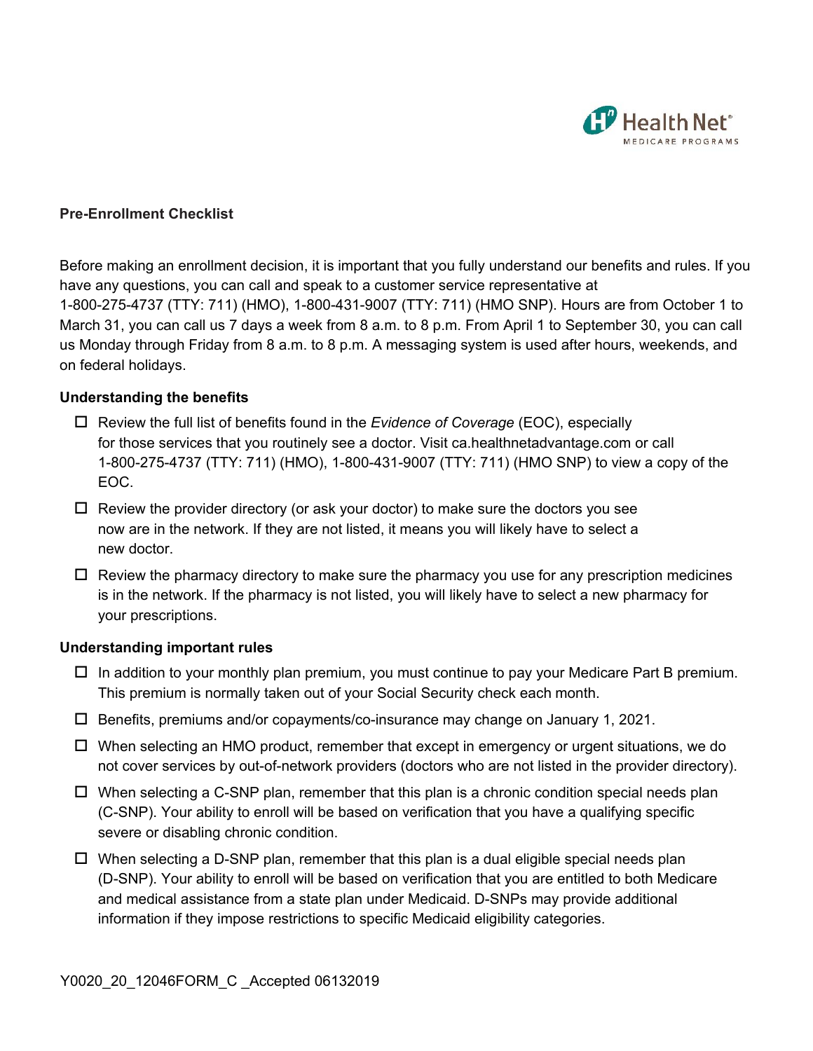**Pre-Enrollment Checklist**

Before making an enrollment decision, it is important that you fully understand our benefits and rules. If you have any questions, you can call and speak to a customer service representative at 1-800-275-4737 (TTY: 711) (HMO), 1-800-431-9007 (TTY: 711) (HMO SNP). Hours are from October 1 to March 31, you can call us 7 days a week from 8 a.m. to 8 p.m. From April 1 to September 30, you can call us Monday through Friday from 8 a.m. to 8 p.m. A messaging system is used after hours, weekends, and on federal holidays.

**Understanding the benefits**

- ☐ Review the full list of benefits found in the *Evidence of Coverage* (EOC), especially for those services that you routinely see a doctor. Visit ca.healthnetadvantage.com or call 1-800-275-4737 (TTY: 711) (HMO), 1-800-431-9007 (TTY: 711) (HMO SNP) to view a copy of the EOC.
- ☐ Review the provider directory (or ask your doctor) to make sure the doctors you see now are in the network. If they are not listed, it means you will likely have to select a new doctor.
- ☐ Review the pharmacy directory to make sure the pharmacy you use for any prescription medicines is in the network. If the pharmacy is not listed, you will likely have to select a new pharmacy for your prescriptions.

**Understanding important rules**

- ☐ In addition to your monthly plan premium, you must continue to pay your Medicare Part B premium. This premium is normally taken out of your Social Security check each month.
- ☐ Benefits, premiums and/or copayments/co-insurance may change on January 1, 2021.
- ☐ When selecting an HMO product, remember that except in emergency or urgent situations, we do not cover services by out-of-network providers (doctors who are not listed in the provider directory).
- ☐ When selecting a C-SNP plan, remember that this plan is a chronic condition special needs plan (C-SNP). Your ability to enroll will be based on verification that you have a qualifying specific severe or disabling chronic condition.
- ☐ When selecting a D-SNP plan, remember that this plan is a dual eligible special needs plan (D-SNP). Your ability to enroll will be based on verification that you are entitled to both Medicare and medical assistance from a state plan under Medicaid. D-SNPs may provide additional information if they impose restrictions to specific Medicaid eligibility categories.

Y0020_20_12046FORM_C _Accepted 06132019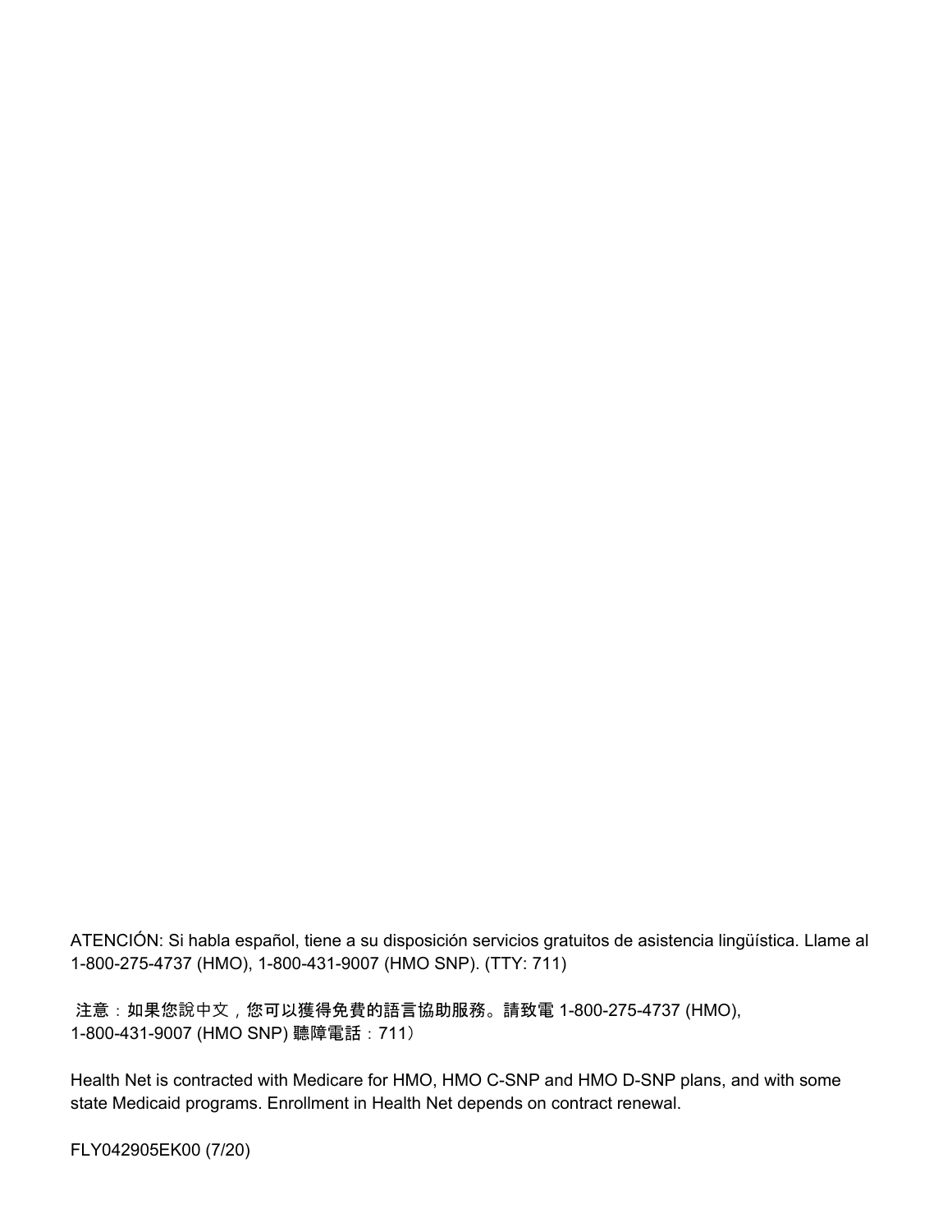ATENCIÓN: Si habla español, tiene a su disposición servicios gratuitos de asistencia lingüística. Llame al 1-800-275-4737 (HMO), 1-800-431-9007 (HMO SNP). (TTY: 711)

注意：如果您說中文，您可以獲得免費的語言協助服務。請致電 1-800-275-4737 (HMO), 1-800-431-9007 (HMO SNP) 聽障電話：711）

Health Net is contracted with Medicare for HMO, HMO C-SNP and HMO D-SNP plans, and with some state Medicaid programs. Enrollment in Health Net depends on contract renewal.

FLY042905EK00 (7/20)